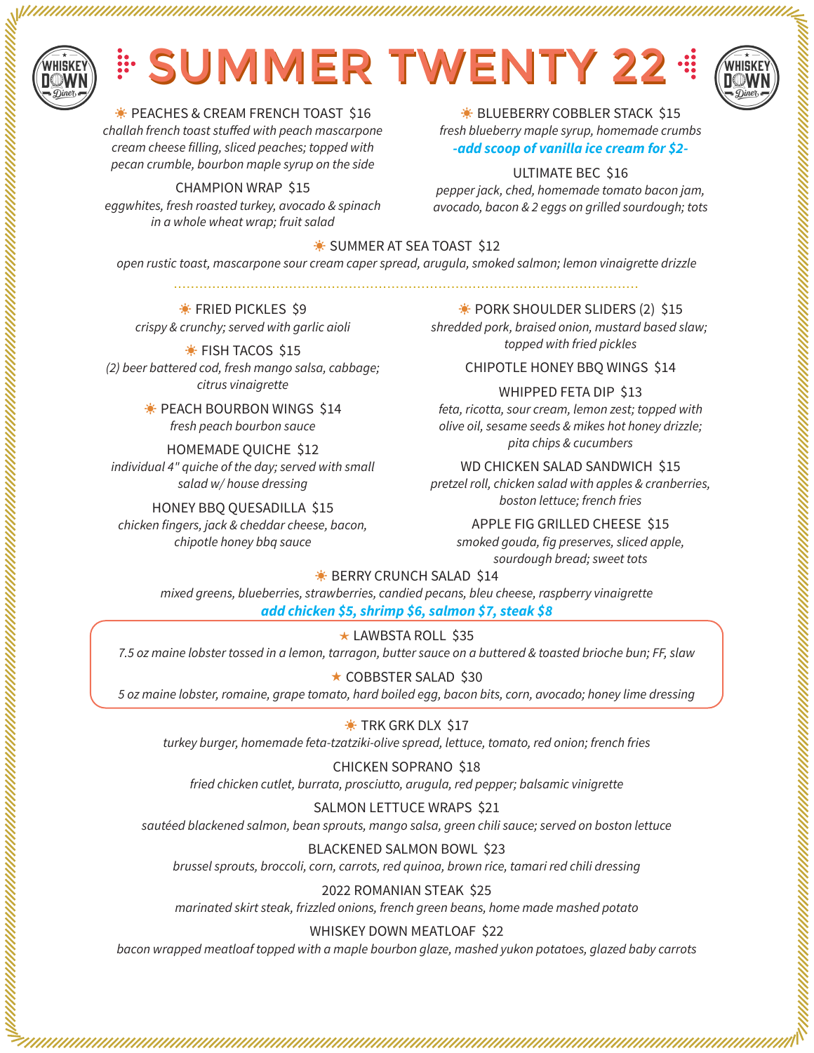# SUMMER TWENTY 22

☀ PEACHES & CREAM FRENCH TOAST $16
*challah french toast stuffed with peach mascarpone cream cheese filling, sliced peaches; topped with pecan crumble, bourbon maple syrup on the side*

CHAMPION WRAP $15
*eggwhites, fresh roasted turkey, avocado & spinach in a whole wheat wrap; fruit salad*

☀ BLUEBERRY COBBLER STACK $15
*fresh blueberry maple syrup, homemade crumbs*
***-add scoop of vanilla ice cream for $2-***

ULTIMATE BEC $16
*pepper jack, ched, homemade tomato bacon jam, avocado, bacon & 2 eggs on grilled sourdough; tots*

☀ SUMMER AT SEA TOAST $12
*open rustic toast, mascarpone sour cream caper spread, arugula, smoked salmon; lemon vinaigrette drizzle*

---

☀ FRIED PICKLES $9
*crispy & crunchy; served with garlic aioli*

☀ FISH TACOS $15
*(2) beer battered cod, fresh mango salsa, cabbage; citrus vinaigrette*

☀ PEACH BOURBON WINGS $14
*fresh peach bourbon sauce*

HOMEMADE QUICHE $12
*individual 4" quiche of the day; served with small salad w/ house dressing*

HONEY BBQ QUESADILLA $15
*chicken fingers, jack & cheddar cheese, bacon, chipotle honey bbq sauce*

☀ PORK SHOULDER SLIDERS (2) $15
*shredded pork, braised onion, mustard based slaw; topped with fried pickles*

CHIPOTLE HONEY BBQ WINGS $14

WHIPPED FETA DIP $13
*feta, ricotta, sour cream, lemon zest; topped with olive oil, sesame seeds & mikes hot honey drizzle; pita chips & cucumbers*

WD CHICKEN SALAD SANDWICH $15
*pretzel roll, chicken salad with apples & cranberries, boston lettuce; french fries*

APPLE FIG GRILLED CHEESE $15
*smoked gouda, fig preserves, sliced apple, sourdough bread; sweet tots*

☀ BERRY CRUNCH SALAD $14
*mixed greens, blueberries, strawberries, candied pecans, bleu cheese, raspberry vinaigrette*
***add chicken $5, shrimp $6, salmon $7, steak $8***

★ LAWBSTA ROLL $35
*7.5 oz maine lobster tossed in a lemon, tarragon, butter sauce on a buttered & toasted brioche bun; FF, slaw*

★ COBBSTER SALAD $30
*5 oz maine lobster, romaine, grape tomato, hard boiled egg, bacon bits, corn, avocado; honey lime dressing*

☀ TRK GRK DLX $17
*turkey burger, homemade feta-tzatziki-olive spread, lettuce, tomato, red onion; french fries*

CHICKEN SOPRANO $18
*fried chicken cutlet, burrata, prosciutto, arugula, red pepper; balsamic vinigrette*

SALMON LETTUCE WRAPS $21
*sautéed blackened salmon, bean sprouts, mango salsa, green chili sauce; served on boston lettuce*

BLACKENED SALMON BOWL $23
*brussel sprouts, broccoli, corn, carrots, red quinoa, brown rice, tamari red chili dressing*

2022 ROMANIAN STEAK $25
*marinated skirt steak, frizzled onions, french green beans, home made mashed potato*

WHISKEY DOWN MEATLOAF $22
*bacon wrapped meatloaf topped with a maple bourbon glaze, mashed yukon potatoes, glazed baby carrots*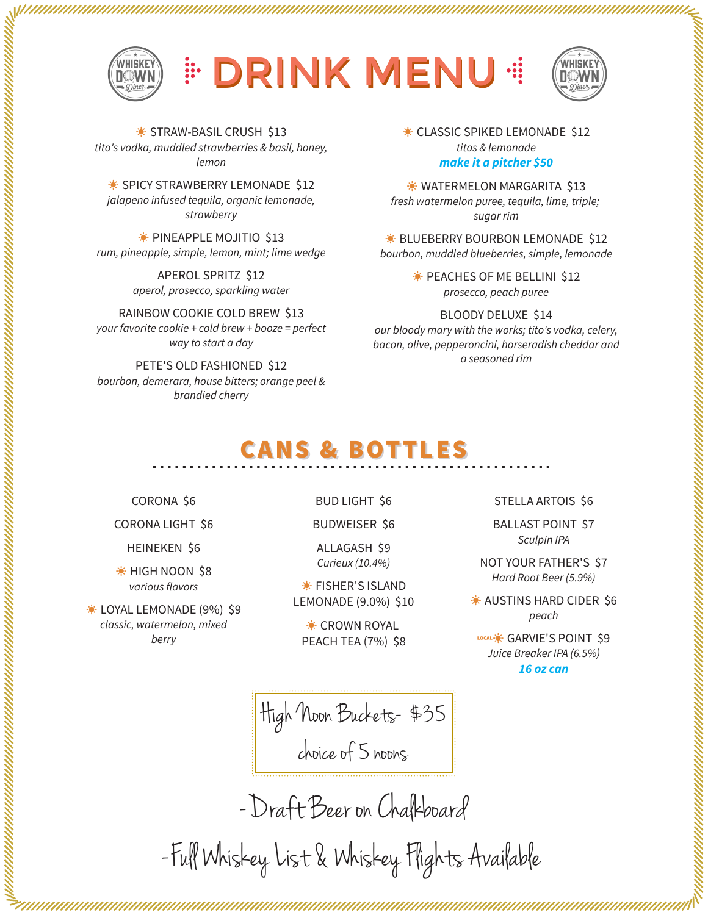# DRINK MENU

☀ STRAW-BASIL CRUSH $13
*tito's vodka, muddled strawberries & basil, honey, lemon*

☀ SPICY STRAWBERRY LEMONADE $12
*jalapeno infused tequila, organic lemonade, strawberry*

☀ PINEAPPLE MOJITIO $13
*rum, pineapple, simple, lemon, mint; lime wedge*

APEROL SPRITZ $12
*aperol, prosecco, sparkling water*

RAINBOW COOKIE COLD BREW $13
*your favorite cookie + cold brew + booze = perfect way to start a day*

PETE'S OLD FASHIONED $12
*bourbon, demerara, house bitters; orange peel & brandied cherry*

☀ CLASSIC SPIKED LEMONADE $12
*titos & lemonade*
***make it a pitcher $50***

☀ WATERMELON MARGARITA $13
*fresh watermelon puree, tequila, lime, triple; sugar rim*

☀ BLUEBERRY BOURBON LEMONADE $12
*bourbon, muddled blueberries, simple, lemonade*

☀ PEACHES OF ME BELLINI $12
*prosecco, peach puree*

BLOODY DELUXE $14
*our bloody mary with the works; tito's vodka, celery, bacon, olive, pepperoncini, horseradish cheddar and a seasoned rim*

## CANS & BOTTLES

CORONA $6

CORONA LIGHT $6

HEINEKEN $6

☀ HIGH NOON $8
*various flavors*

☀ LOYAL LEMONADE (9%) $9
*classic, watermelon, mixed berry*

BUD LIGHT $6

BUDWEISER $6

ALLAGASH $9
*Curieux (10.4%)*

☀ FISHER'S ISLAND LEMONADE (9.0%) $10

☀ CROWN ROYAL PEACH TEA (7%) $8

STELLA ARTOIS $6

BALLAST POINT $7
*Sculpin IPA*

NOT YOUR FATHER'S $7
*Hard Root Beer (5.9%)*

☀ AUSTINS HARD CIDER $6
*peach*

LOCAL ☀ GARVIE'S POINT $9
*Juice Breaker IPA (6.5%)*
***16 oz can***

High Noon Buckets- $35
choice of 5 noons

-Draft Beer on Chalkboard

-Full Whiskey List & Whiskey Flights Available